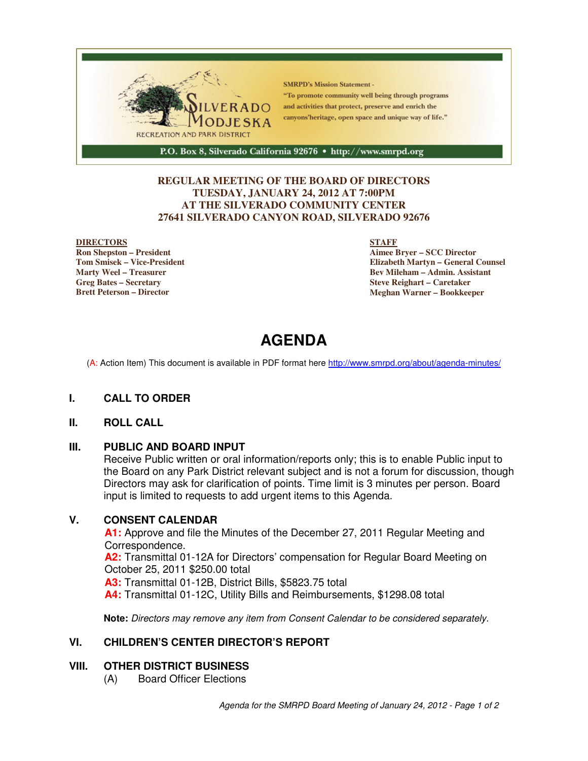SILVERADO MODJESKA
RECREATION AND PARK DISTRICT

SMRPD's Mission Statement -
"To promote community well being through programs and activities that protect, preserve and enrich the canyons'heritage, open space and unique way of life."

P.O. Box 8, Silverado California 92676 • http://www.smrpd.org

**REGULAR MEETING OF THE BOARD OF DIRECTORS**
**TUESDAY, JANUARY 24, 2012 AT 7:00PM**
**AT THE SILVERADO COMMUNITY CENTER**
**27641 SILVERADO CANYON ROAD, SILVERADO 92676**

**DIRECTORS**
**Ron Shepston – President**
**Tom Smisek – Vice-President**
**Marty Weel – Treasurer**
**Greg Bates – Secretary**
**Brett Peterson – Director**

**STAFF**
**Aimee Bryer – SCC Director**
**Elizabeth Martyn – General Counsel**
**Bev Mileham – Admin. Assistant**
**Steve Reighart – Caretaker**
**Meghan Warner – Bookkeeper**

# AGENDA

(A: Action Item) This document is available in PDF format here http://www.smrpd.org/about/agenda-minutes/

## I. CALL TO ORDER

## II. ROLL CALL

## III. PUBLIC AND BOARD INPUT

Receive Public written or oral information/reports only; this is to enable Public input to the Board on any Park District relevant subject and is not a forum for discussion, though Directors may ask for clarification of points. Time limit is 3 minutes per person. Board input is limited to requests to add urgent items to this Agenda.

## V. CONSENT CALENDAR

**A1:** Approve and file the Minutes of the December 27, 2011 Regular Meeting and Correspondence.
**A2:** Transmittal 01-12A for Directors' compensation for Regular Board Meeting on October 25, 2011 $250.00 total
**A3:** Transmittal 01-12B, District Bills, $5823.75 total
**A4:** Transmittal 01-12C, Utility Bills and Reimbursements, $1298.08 total

**Note:** *Directors may remove any item from Consent Calendar to be considered separately.*

## VI. CHILDREN'S CENTER DIRECTOR'S REPORT

## VIII. OTHER DISTRICT BUSINESS

(A) Board Officer Elections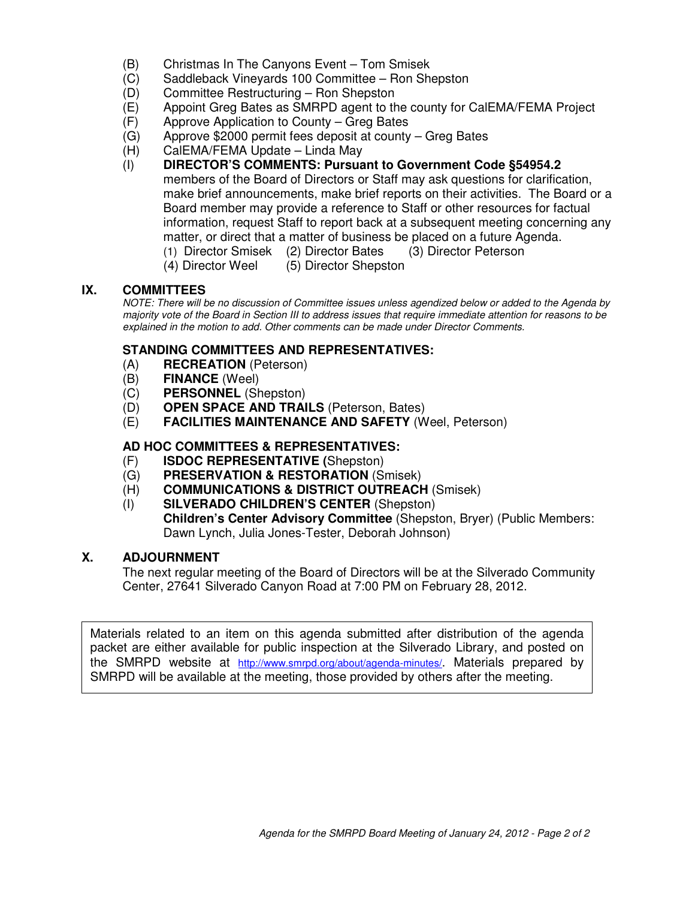(B) Christmas In The Canyons Event – Tom Smisek
(C) Saddleback Vineyards 100 Committee – Ron Shepston
(D) Committee Restructuring – Ron Shepston
(E) Appoint Greg Bates as SMRPD agent to the county for CalEMA/FEMA Project
(F) Approve Application to County – Greg Bates
(G) Approve $2000 permit fees deposit at county – Greg Bates
(H) CalEMA/FEMA Update – Linda May
(I) **DIRECTOR'S COMMENTS: Pursuant to Government Code §54954.2** members of the Board of Directors or Staff may ask questions for clarification, make brief announcements, make brief reports on their activities. The Board or a Board member may provide a reference to Staff or other resources for factual information, request Staff to report back at a subsequent meeting concerning any matter, or direct that a matter of business be placed on a future Agenda.
(1) Director Smisek (2) Director Bates (3) Director Peterson
(4) Director Weel (5) Director Shepston

## IX. COMMITTEES

*NOTE: There will be no discussion of Committee issues unless agendized below or added to the Agenda by majority vote of the Board in Section III to address issues that require immediate attention for reasons to be explained in the motion to add. Other comments can be made under Director Comments.*

### STANDING COMMITTEES AND REPRESENTATIVES:

(A) **RECREATION** (Peterson)
(B) **FINANCE** (Weel)
(C) **PERSONNEL** (Shepston)
(D) **OPEN SPACE AND TRAILS** (Peterson, Bates)
(E) **FACILITIES MAINTENANCE AND SAFETY** (Weel, Peterson)

### AD HOC COMMITTEES & REPRESENTATIVES:

(F) **ISDOC REPRESENTATIVE (**Shepston)
(G) **PRESERVATION & RESTORATION** (Smisek)
(H) **COMMUNICATIONS & DISTRICT OUTREACH** (Smisek)
(I) **SILVERADO CHILDREN'S CENTER** (Shepston)
**Children's Center Advisory Committee** (Shepston, Bryer) (Public Members: Dawn Lynch, Julia Jones-Tester, Deborah Johnson)

## X. ADJOURNMENT

The next regular meeting of the Board of Directors will be at the Silverado Community Center, 27641 Silverado Canyon Road at 7:00 PM on February 28, 2012.

Materials related to an item on this agenda submitted after distribution of the agenda packet are either available for public inspection at the Silverado Library, and posted on the SMRPD website at http://www.smrpd.org/about/agenda-minutes/. Materials prepared by SMRPD will be available at the meeting, those provided by others after the meeting.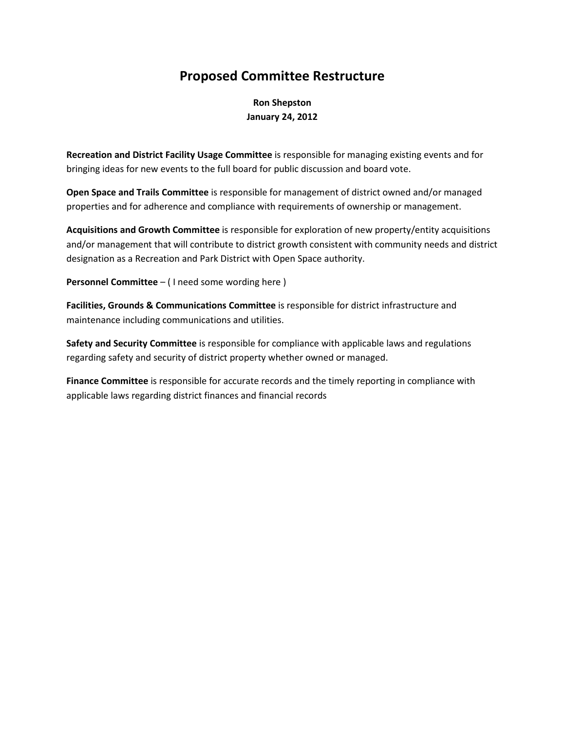# Proposed Committee Restructure

**Ron Shepston**
**January 24, 2012**

**Recreation and District Facility Usage Committee** is responsible for managing existing events and for bringing ideas for new events to the full board for public discussion and board vote.

**Open Space and Trails Committee** is responsible for management of district owned and/or managed properties and for adherence and compliance with requirements of ownership or management.

**Acquisitions and Growth Committee** is responsible for exploration of new property/entity acquisitions and/or management that will contribute to district growth consistent with community needs and district designation as a Recreation and Park District with Open Space authority.

**Personnel Committee** – ( I need some wording here )

**Facilities, Grounds & Communications Committee** is responsible for district infrastructure and maintenance including communications and utilities.

**Safety and Security Committee** is responsible for compliance with applicable laws and regulations regarding safety and security of district property whether owned or managed.

**Finance Committee** is responsible for accurate records and the timely reporting in compliance with applicable laws regarding district finances and financial records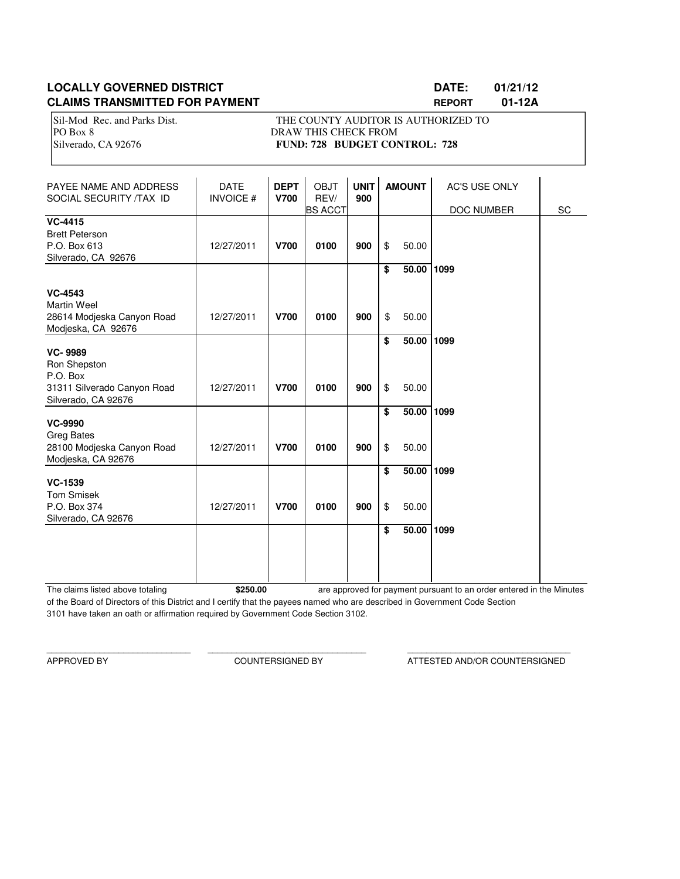**LOCALLY GOVERNED DISTRICT** **DATE: 01/21/12**

**CLAIMS TRANSMITTED FOR PAYMENT** **REPORT 01-12A**

Sil-Mod Rec. and Parks Dist.
PO Box 8
Silverado, CA 92676

THE COUNTY AUDITOR IS AUTHORIZED TO DRAW THIS CHECK FROM
**FUND: 728 BUDGET CONTROL: 728**

| PAYEE NAME AND ADDRESS SOCIAL SECURITY /TAX ID | DATE INVOICE # | DEPT V700 | OBJT REV/ BS ACCT | UNIT 900 | AMOUNT | AC'S USE ONLY DOC NUMBER | SC |
|---|---|---|---|---|---|---|---|
| **VC-4415** Brett Peterson P.O. Box 613 Silverado, CA 92676 | 12/27/2011 | **V700** | **0100** | **900** | $ 50.00 | | |
| | | | | | **$ 50.00** | **1099** | |
| **VC-4543** Martin Weel 28614 Modjeska Canyon Road Modjeska, CA 92676 | 12/27/2011 | **V700** | **0100** | **900** | $ 50.00 | | |
| | | | | | **$ 50.00** | **1099** | |
| **VC- 9989** Ron Shepston P.O. Box 31311 Silverado Canyon Road Silverado, CA 92676 | 12/27/2011 | **V700** | **0100** | **900** | $ 50.00 | | |
| | | | | | **$ 50.00** | **1099** | |
| **VC-9990** Greg Bates 28100 Modjeska Canyon Road Modjeska, CA 92676 | 12/27/2011 | **V700** | **0100** | **900** | $ 50.00 | | |
| | | | | | **$ 50.00** | **1099** | |
| **VC-1539** Tom Smisek P.O. Box 374 Silverado, CA 92676 | 12/27/2011 | **V700** | **0100** | **900** | $ 50.00 | | |
| | | | | | **$ 50.00** | **1099** | |

The claims listed above totaling **$250.00** are approved for payment pursuant to an order entered in the Minutes of the Board of Directors of this District and I certify that the payees named who are described in Government Code Section 3101 have taken an oath or affirmation required by Government Code Section 3102.

______________________________ APPROVED BY

______________________________ COUNTERSIGNED BY

______________________________ ATTESTED AND/OR COUNTERSIGNED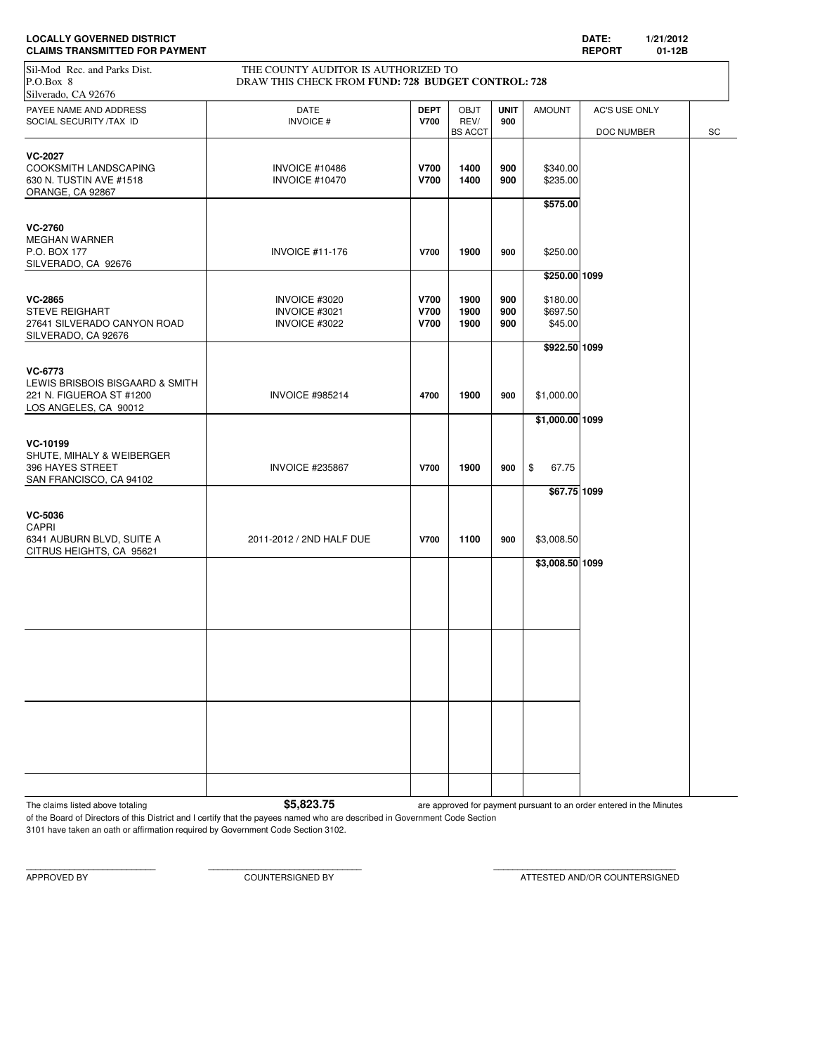**LOCALLY GOVERNED DISTRICT**
**CLAIMS TRANSMITTED FOR PAYMENT**

**DATE:** 1/21/2012
**REPORT** 01-12B

Sil-Mod Rec. and Parks Dist.
P.O.Box 8
Silverado, CA 92676

THE COUNTY AUDITOR IS AUTHORIZED TO
DRAW THIS CHECK FROM **FUND: 728 BUDGET CONTROL: 728**

| PAYEE NAME AND ADDRESS<br>SOCIAL SECURITY /TAX ID | DATE<br>INVOICE # | DEPT<br>V700 | OBJT<br>REV/<br>BS ACCT | UNIT<br>900 | AMOUNT | AC'S USE ONLY<br>DOC NUMBER | SC |
|---|---|---|---|---|---|---|---|
| **VC-2027**<br>COOKSMITH LANDSCAPING<br>630 N. TUSTIN AVE #1518<br>ORANGE, CA 92867 | INVOICE #10486<br>INVOICE #10470 | **V700**<br>**V700** | **1400**<br>**1400** | **900**<br>**900** | $340.00<br>$235.00 | | |
| | | | | | **$575.00** | | |
| **VC-2760**<br>MEGHAN WARNER<br>P.O. BOX 177<br>SILVERADO, CA 92676 | INVOICE #11-176 | **V700** | **1900** | **900** | $250.00 | | |
| | | | | | **$250.00** | **1099** | |
| **VC-2865**<br>STEVE REIGHART<br>27641 SILVERADO CANYON ROAD<br>SILVERADO, CA 92676 | INVOICE #3020<br>INVOICE #3021<br>INVOICE #3022 | **V700**<br>**V700**<br>**V700** | **1900**<br>**1900**<br>**1900** | **900**<br>**900**<br>**900** | $180.00<br>$697.50<br>$45.00 | | |
| | | | | | **$922.50** | **1099** | |
| **VC-6773**<br>LEWIS BRISBOIS BISGAARD & SMITH<br>221 N. FIGUEROA ST #1200<br>LOS ANGELES, CA 90012 | INVOICE #985214 | **4700** | **1900** | **900** | $1,000.00 | | |
| | | | | | **$1,000.00** | **1099** | |
| **VC-10199**<br>SHUTE, MIHALY & WEIBERGER<br>396 HAYES STREET<br>SAN FRANCISCO, CA 94102 | INVOICE #235867 | **V700** | **1900** | **900** | $ 67.75 | | |
| | | | | | **$67.75** | **1099** | |
| **VC-5036**<br>CAPRI<br>6341 AUBURN BLVD, SUITE A<br>CITRUS HEIGHTS, CA 95621 | 2011-2012 / 2ND HALF DUE | **V700** | **1100** | **900** | $3,008.50 | | |
| | | | | | **$3,008.50** | **1099** | |

The claims listed above totaling **$5,823.75** are approved for payment pursuant to an order entered in the Minutes of the Board of Directors of this District and I certify that the payees named who are described in Government Code Section 3101 have taken an oath or affirmation required by Government Code Section 3102.

APPROVED BY ____________________ COUNTERSIGNED BY ____________________ ATTESTED AND/OR COUNTERSIGNED ____________________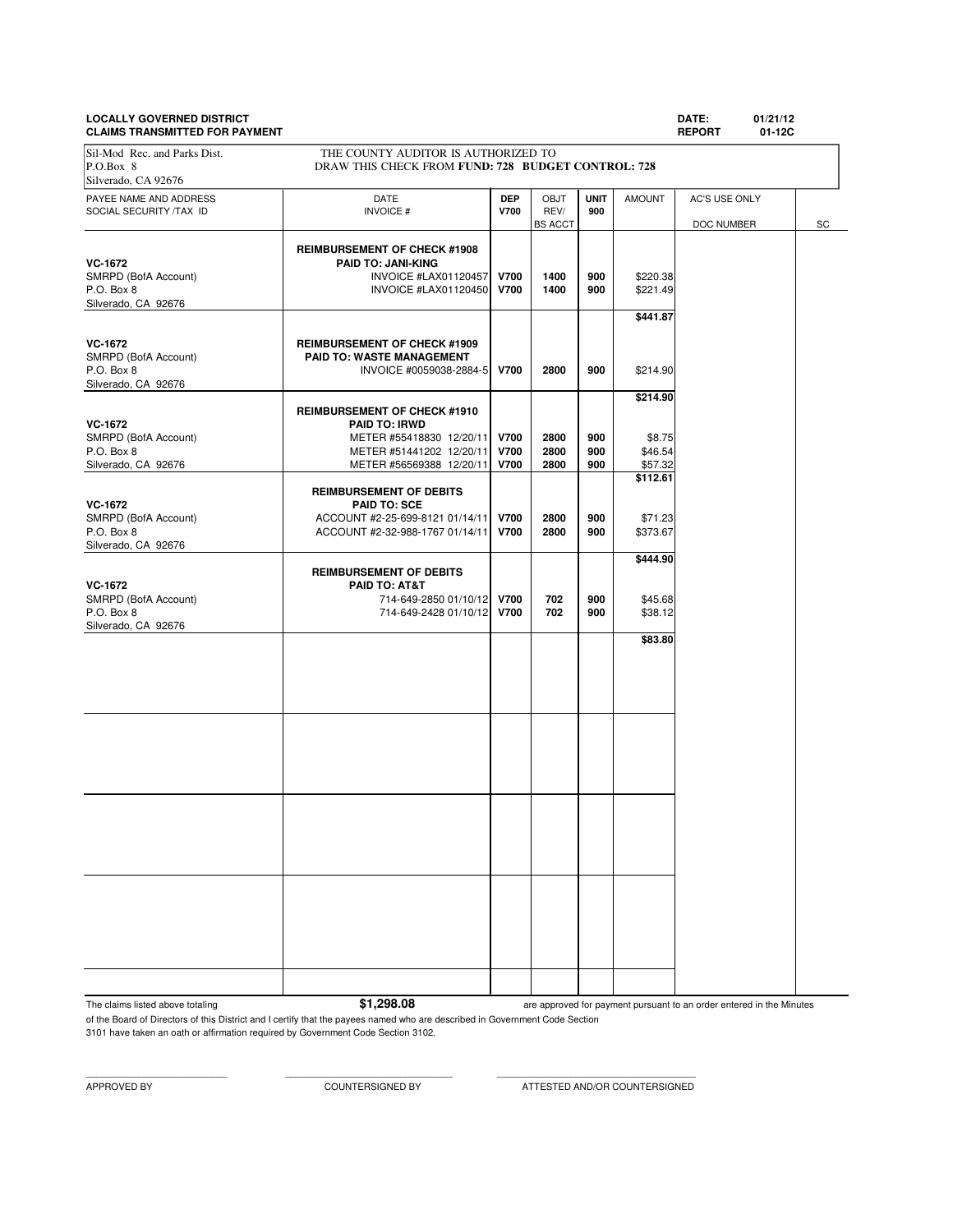**LOCALLY GOVERNED DISTRICT** **DATE:** 01/21/12

**CLAIMS TRANSMITTED FOR PAYMENT** **REPORT** 01-12C

Sil-Mod Rec. and Parks Dist.
P.O.Box 8
Silverado, CA 92676

THE COUNTY AUDITOR IS AUTHORIZED TO DRAW THIS CHECK FROM **FUND: 728 BUDGET CONTROL: 728**

| PAYEE NAME AND ADDRESS SOCIAL SECURITY /TAX ID | DATE INVOICE # | DEP V700 | OBJT REV/ BS ACCT | UNIT 900 | AMOUNT | AC'S USE ONLY DOC NUMBER | SC |
|---|---|---|---|---|---|---|---|
| | **REIMBURSEMENT OF CHECK #1908** | | | | | | |
| **VC-1672** | **PAID TO: JANI-KING** | | | | | | |
| SMRPD (BofA Account) | INVOICE #LAX01120457 | **V700** | **1400** | **900** | $220.38 | | |
| P.O. Box 8 | INVOICE #LAX01120450 | **V700** | **1400** | **900** | $221.49 | | |
| Silverado, CA 92676 | | | | | | | |
| | | | | | **$441.87** | | |
| **VC-1672** | **REIMBURSEMENT OF CHECK #1909** | | | | | | |
| SMRPD (BofA Account) | **PAID TO: WASTE MANAGEMENT** | | | | | | |
| P.O. Box 8 | INVOICE #0059038-2884-5 | **V700** | **2800** | **900** | $214.90 | | |
| Silverado, CA 92676 | | | | | | | |
| | | | | | **$214.90** | | |
| | **REIMBURSEMENT OF CHECK #1910** | | | | | | |
| **VC-1672** | **PAID TO: IRWD** | | | | | | |
| SMRPD (BofA Account) | METER #55418830 12/20/11 | **V700** | **2800** | **900** | $8.75 | | |
| P.O. Box 8 | METER #51441202 12/20/11 | **V700** | **2800** | **900** | $46.54 | | |
| Silverado, CA 92676 | METER #56569388 12/20/11 | **V700** | **2800** | **900** | $57.32 | | |
| | | | | | **$112.61** | | |
| | **REIMBURSEMENT OF DEBITS** | | | | | | |
| **VC-1672** | **PAID TO: SCE** | | | | | | |
| SMRPD (BofA Account) | ACCOUNT #2-25-699-8121 01/14/11 | **V700** | **2800** | **900** | $71.23 | | |
| P.O. Box 8 | ACCOUNT #2-32-988-1767 01/14/11 | **V700** | **2800** | **900** | $373.67 | | |
| Silverado, CA 92676 | | | | | | | |
| | | | | | **$444.90** | | |
| | **REIMBURSEMENT OF DEBITS** | | | | | | |
| **VC-1672** | **PAID TO: AT&T** | | | | | | |
| SMRPD (BofA Account) | 714-649-2850 01/10/12 | **V700** | **702** | **900** | $45.68 | | |
| P.O. Box 8 | 714-649-2428 01/10/12 | **V700** | **702** | **900** | $38.12 | | |
| Silverado, CA 92676 | | | | | | | |
| | | | | | **$83.80** | | |

The claims listed above totaling **$1,298.08** are approved for payment pursuant to an order entered in the Minutes of the Board of Directors of this District and I certify that the payees named who are described in Government Code Section 3101 have taken an oath or affirmation required by Government Code Section 3102.

\_\_\_\_\_\_\_\_\_\_\_\_\_\_\_\_\_\_\_\_\_\_\_\_\_\_ APPROVED BY

\_\_\_\_\_\_\_\_\_\_\_\_\_\_\_\_\_\_\_\_\_\_\_\_\_\_ COUNTERSIGNED BY

\_\_\_\_\_\_\_\_\_\_\_\_\_\_\_\_\_\_\_\_\_\_\_\_\_\_ ATTESTED AND/OR COUNTERSIGNED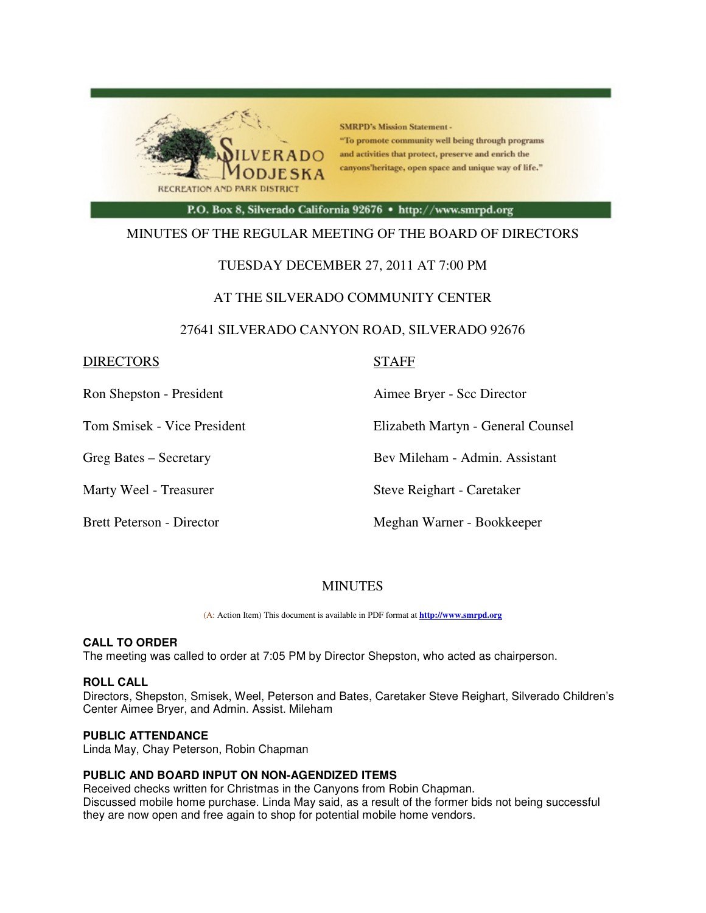SMRPD's Mission Statement - "To promote community well being through programs and activities that protect, preserve and enrich the canyons'heritage, open space and unique way of life."

SILVERADO MODJESKA RECREATION AND PARK DISTRICT

P.O. Box 8, Silverado California 92676 • http://www.smrpd.org

MINUTES OF THE REGULAR MEETING OF THE BOARD OF DIRECTORS

TUESDAY DECEMBER 27, 2011 AT 7:00 PM

AT THE SILVERADO COMMUNITY CENTER

27641 SILVERADO CANYON ROAD, SILVERADO 92676

| DIRECTORS | STAFF |
|---|---|
| Ron Shepston - President | Aimee Bryer - Scc Director |
| Tom Smisek - Vice President | Elizabeth Martyn - General Counsel |
| Greg Bates – Secretary | Bev Mileham - Admin. Assistant |
| Marty Weel - Treasurer | Steve Reighart - Caretaker |
| Brett Peterson - Director | Meghan Warner - Bookkeeper |

MINUTES

(A: Action Item) This document is available in PDF format at http://www.smrpd.org

**CALL TO ORDER**
The meeting was called to order at 7:05 PM by Director Shepston, who acted as chairperson.

**ROLL CALL**
Directors, Shepston, Smisek, Weel, Peterson and Bates, Caretaker Steve Reighart, Silverado Children's Center Aimee Bryer, and Admin. Assist. Mileham

**PUBLIC ATTENDANCE**
Linda May, Chay Peterson, Robin Chapman

**PUBLIC AND BOARD INPUT ON NON-AGENDIZED ITEMS**
Received checks written for Christmas in the Canyons from Robin Chapman.
Discussed mobile home purchase. Linda May said, as a result of the former bids not being successful they are now open and free again to shop for potential mobile home vendors.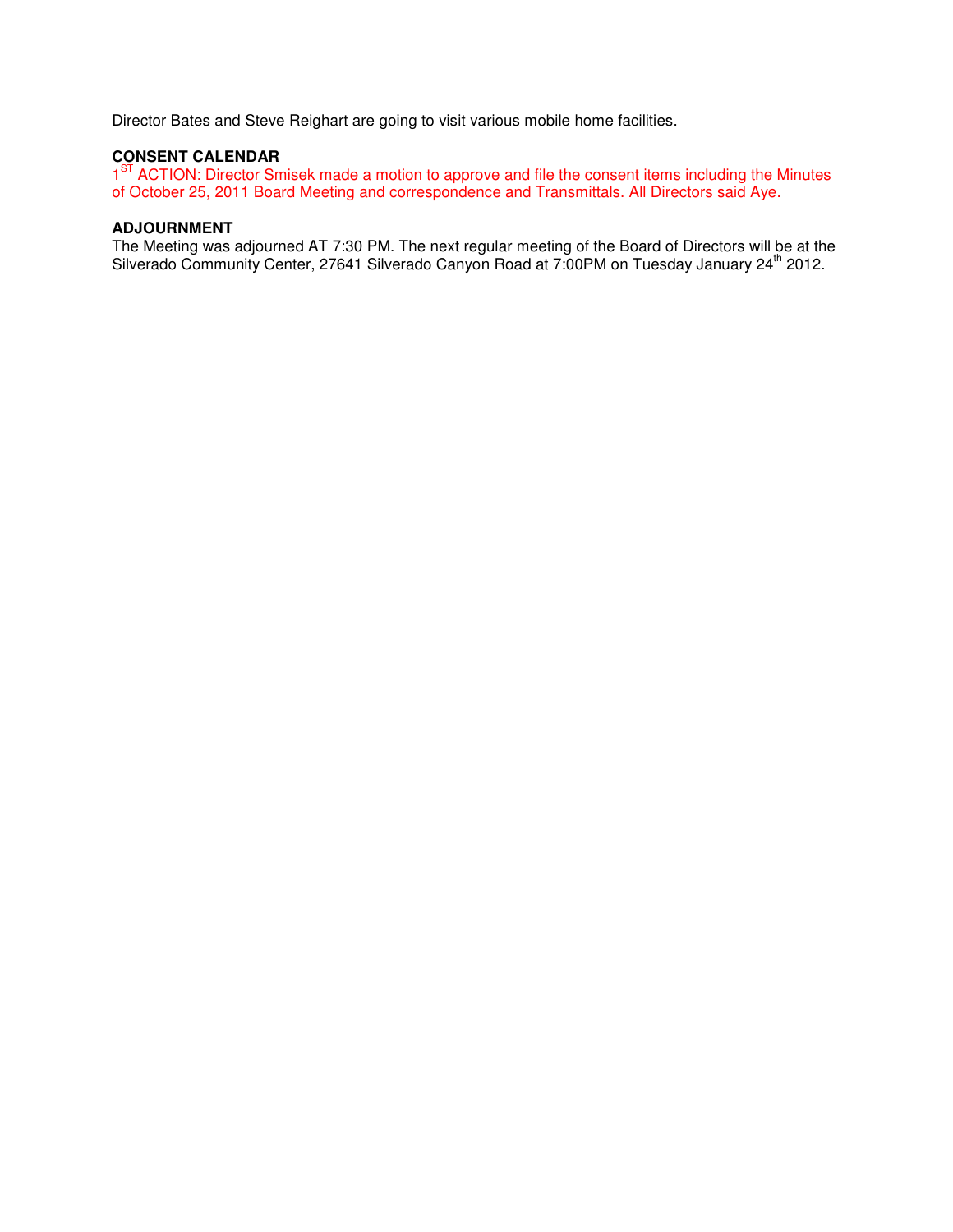Director Bates and Steve Reighart are going to visit various mobile home facilities.

**CONSENT CALENDAR**

1ST ACTION: Director Smisek made a motion to approve and file the consent items including the Minutes of October 25, 2011 Board Meeting and correspondence and Transmittals. All Directors said Aye.

**ADJOURNMENT**

The Meeting was adjourned AT 7:30 PM. The next regular meeting of the Board of Directors will be at the Silverado Community Center, 27641 Silverado Canyon Road at 7:00PM on Tuesday January 24th 2012.